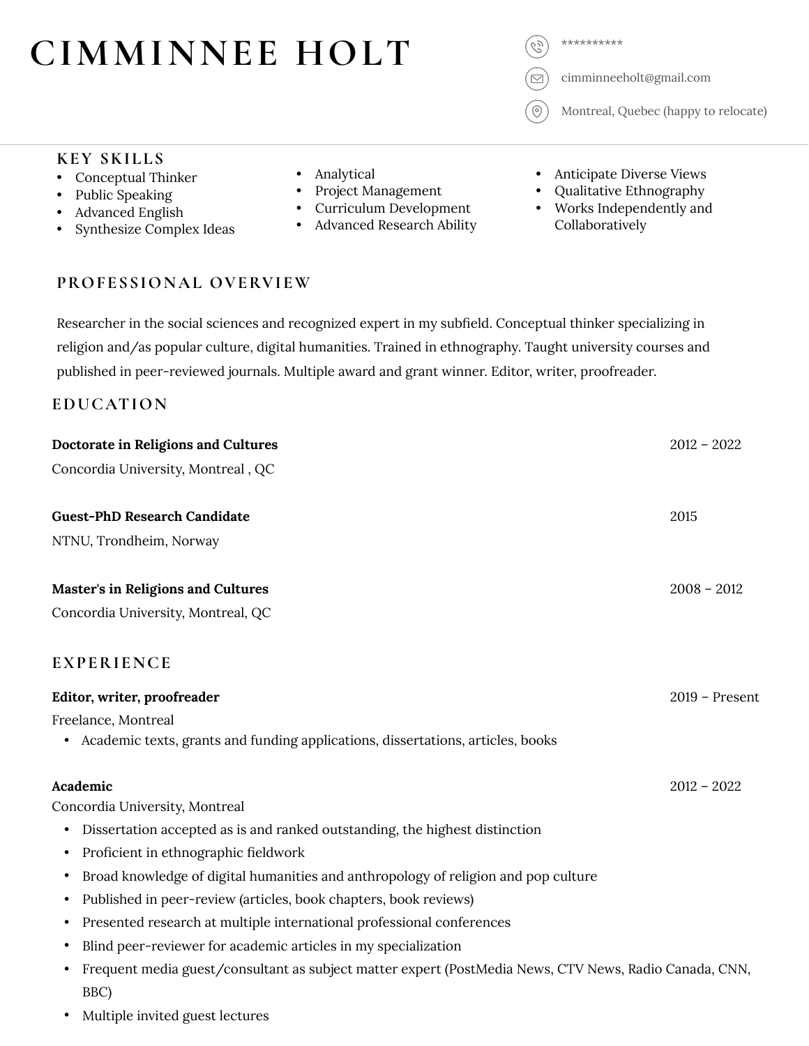# CIMMINNEE HOLT

**********

cimminneeholt@gmail.com

Montreal, Quebec (happy to relocate)

## KEY SKILLS

- Conceptual Thinker
- Public Speaking
- Advanced English
- Synthesize Complex Ideas
- Analytical
- Project Management
- Curriculum Development
- Advanced Research Ability
- Anticipate Diverse Views
- Qualitative Ethnography
- Works Independently and Collaboratively

## PROFESSIONAL OVERVIEW

Researcher in the social sciences and recognized expert in my subfield. Conceptual thinker specializing in religion and/as popular culture, digital humanities. Trained in ethnography. Taught university courses and published in peer-reviewed journals. Multiple award and grant winner. Editor, writer, proofreader.

## EDUCATION

**Doctorate in Religions and Cultures** — 2012 – 2022
Concordia University, Montreal , QC

**Guest-PhD Research Candidate** — 2015
NTNU, Trondheim, Norway

**Master's in Religions and Cultures** — 2008 – 2012
Concordia University, Montreal, QC

## EXPERIENCE

**Editor, writer, proofreader** — 2019 – Present
Freelance, Montreal

- Academic texts, grants and funding applications, dissertations, articles, books

**Academic** — 2012 – 2022
Concordia University, Montreal

- Dissertation accepted as is and ranked outstanding, the highest distinction
- Proficient in ethnographic fieldwork
- Broad knowledge of digital humanities and anthropology of religion and pop culture
- Published in peer-review (articles, book chapters, book reviews)
- Presented research at multiple international professional conferences
- Blind peer-reviewer for academic articles in my specialization
- Frequent media guest/consultant as subject matter expert (PostMedia News, CTV News, Radio Canada, CNN, BBC)
- Multiple invited guest lectures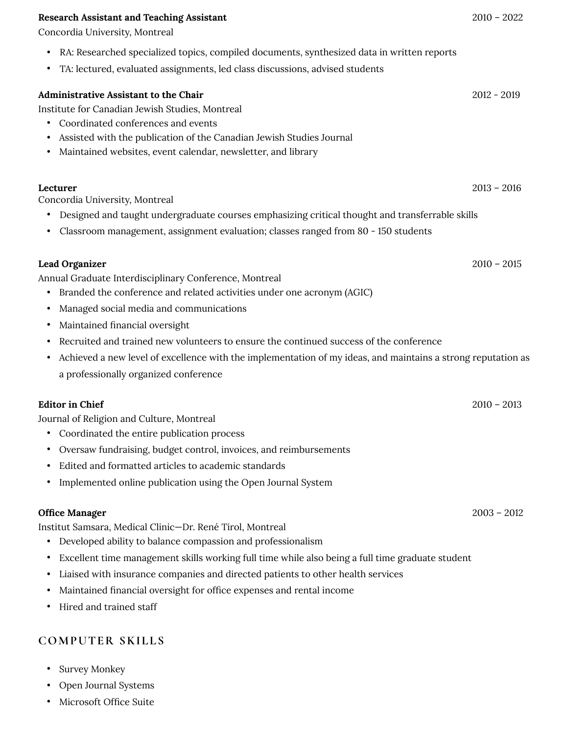**Research Assistant and Teaching Assistant** 2010 – 2022
Concordia University, Montreal

- RA: Researched specialized topics, compiled documents, synthesized data in written reports
- TA: lectured, evaluated assignments, led class discussions, advised students

**Administrative Assistant to the Chair** 2012 - 2019
Institute for Canadian Jewish Studies, Montreal

- Coordinated conferences and events
- Assisted with the publication of the Canadian Jewish Studies Journal
- Maintained websites, event calendar, newsletter, and library

**Lecturer** 2013 – 2016
Concordia University, Montreal

- Designed and taught undergraduate courses emphasizing critical thought and transferrable skills
- Classroom management, assignment evaluation; classes ranged from 80 - 150 students

**Lead Organizer** 2010 – 2015
Annual Graduate Interdisciplinary Conference, Montreal

- Branded the conference and related activities under one acronym (AGIC)
- Managed social media and communications
- Maintained financial oversight
- Recruited and trained new volunteers to ensure the continued success of the conference
- Achieved a new level of excellence with the implementation of my ideas, and maintains a strong reputation as a professionally organized conference

**Editor in Chief** 2010 – 2013
Journal of Religion and Culture, Montreal

- Coordinated the entire publication process
- Oversaw fundraising, budget control, invoices, and reimbursements
- Edited and formatted articles to academic standards
- Implemented online publication using the Open Journal System

**Office Manager** 2003 – 2012
Institut Samsara, Medical Clinic—Dr. René Tirol, Montreal

- Developed ability to balance compassion and professionalism
- Excellent time management skills working full time while also being a full time graduate student
- Liaised with insurance companies and directed patients to other health services
- Maintained financial oversight for office expenses and rental income
- Hired and trained staff

## COMPUTER SKILLS

- Survey Monkey
- Open Journal Systems
- Microsoft Office Suite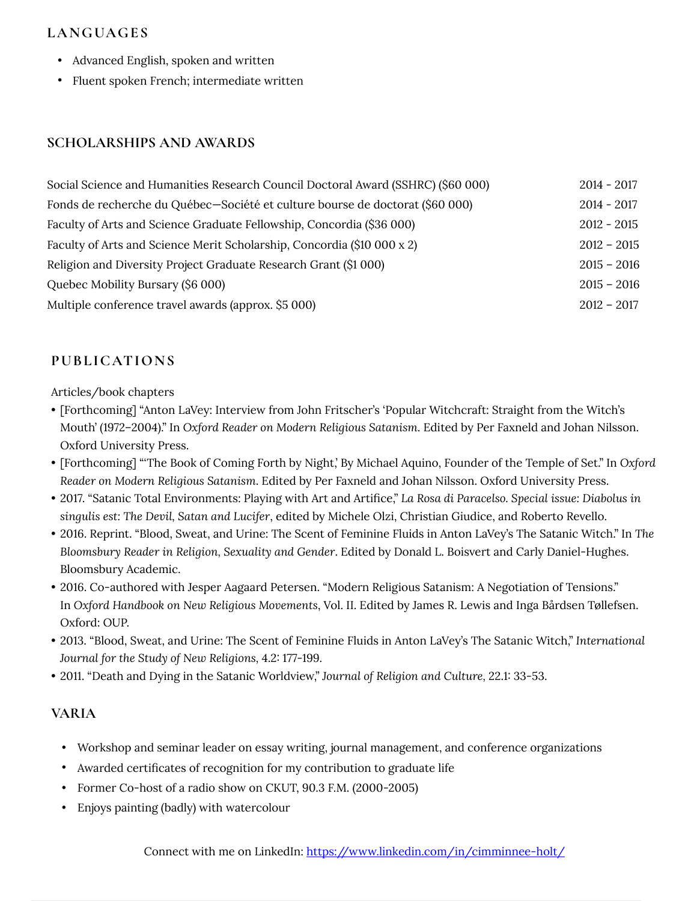## LANGUAGES

- Advanced English, spoken and written
- Fluent spoken French; intermediate written

## SCHOLARSHIPS AND AWARDS

| | |
|---|---|
| Social Science and Humanities Research Council Doctoral Award (SSHRC) ($60 000) | 2014 - 2017 |
| Fonds de recherche du Québec—Société et culture bourse de doctorat ($60 000) | 2014 - 2017 |
| Faculty of Arts and Science Graduate Fellowship, Concordia ($36 000) | 2012 - 2015 |
| Faculty of Arts and Science Merit Scholarship, Concordia ($10 000 x 2) | 2012 – 2015 |
| Religion and Diversity Project Graduate Research Grant ($1 000) | 2015 – 2016 |
| Quebec Mobility Bursary ($6 000) | 2015 – 2016 |
| Multiple conference travel awards (approx. $5 000) | 2012 – 2017 |

## PUBLICATIONS

Articles/book chapters

- [Forthcoming] "Anton LaVey: Interview from John Fritscher's 'Popular Witchcraft: Straight from the Witch's Mouth' (1972–2004)." In *Oxford Reader on Modern Religious Satanism*. Edited by Per Faxneld and Johan Nilsson. Oxford University Press.
- [Forthcoming] "'The Book of Coming Forth by Night,' By Michael Aquino, Founder of the Temple of Set." In *Oxford Reader on Modern Religious Satanism*. Edited by Per Faxneld and Johan Nilsson. Oxford University Press.
- 2017. "Satanic Total Environments: Playing with Art and Artifice," *La Rosa di Paracelso. Special issue: Diabolus in singulis est: The Devil, Satan and Lucifer*, edited by Michele Olzi, Christian Giudice, and Roberto Revello.
- 2016. Reprint. "Blood, Sweat, and Urine: The Scent of Feminine Fluids in Anton LaVey's The Satanic Witch." In *The Bloomsbury Reader in Religion, Sexuality and Gender*. Edited by Donald L. Boisvert and Carly Daniel-Hughes. Bloomsbury Academic.
- 2016. Co-authored with Jesper Aagaard Petersen. "Modern Religious Satanism: A Negotiation of Tensions." In *Oxford Handbook on New Religious Movements*, Vol. II. Edited by James R. Lewis and Inga Bårdsen Tøllefsen. Oxford: OUP.
- 2013. "Blood, Sweat, and Urine: The Scent of Feminine Fluids in Anton LaVey's The Satanic Witch," *International Journal for the Study of New Religions*, 4.2: 177-199.
- 2011. "Death and Dying in the Satanic Worldview," *Journal of Religion and Culture*, 22.1: 33-53.

## VARIA

- Workshop and seminar leader on essay writing, journal management, and conference organizations
- Awarded certificates of recognition for my contribution to graduate life
- Former Co-host of a radio show on CKUT, 90.3 F.M. (2000-2005)
- Enjoys painting (badly) with watercolour

Connect with me on LinkedIn: [https://www.linkedin.com/in/cimminnee-holt/](https://www.linkedin.com/in/cimminnee-holt/)